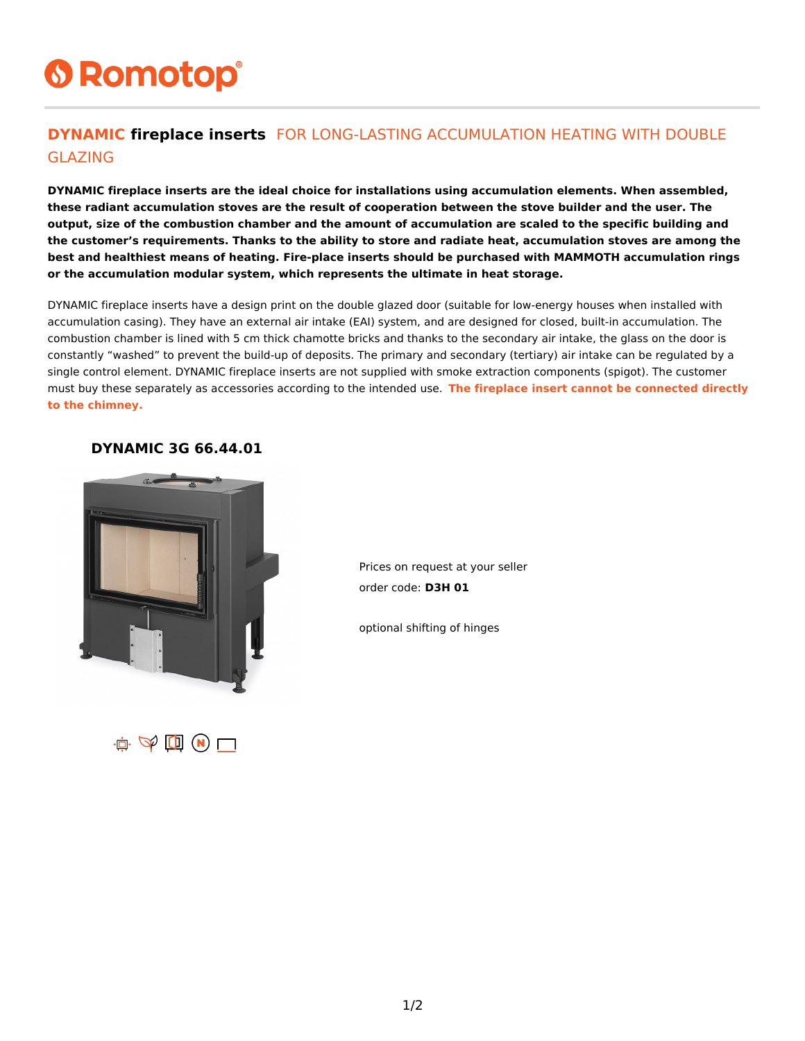# Romotop

## DYNAMIC fireplace inserts FOR LONG-LASTING ACCUMULATION HEATING WITH DOUBLE GLAZING

**DYNAMIC fireplace inserts are the ideal choice for installations using accumulation elements. When assembled, these radiant accumulation stoves are the result of cooperation between the stove builder and the user. The output, size of the combustion chamber and the amount of accumulation are scaled to the specific building and the customer's requirements. Thanks to the ability to store and radiate heat, accumulation stoves are among the best and healthiest means of heating. Fire-place inserts should be purchased with MAMMOTH accumulation rings or the accumulation modular system, which represents the ultimate in heat storage.**

DYNAMIC fireplace inserts have a design print on the double glazed door (suitable for low-energy houses when installed with accumulation casing). They have an external air intake (EAI) system, and are designed for closed, built-in accumulation. The combustion chamber is lined with 5 cm thick chamotte bricks and thanks to the secondary air intake, the glass on the door is constantly "washed" to prevent the build-up of deposits. The primary and secondary (tertiary) air intake can be regulated by a single control element. DYNAMIC fireplace inserts are not supplied with smoke extraction components (spigot). The customer must buy these separately as accessories according to the intended use. **The fireplace insert cannot be connected directly to the chimney.**

### DYNAMIC 3G 66.44.01

Prices on request at your seller

order code: **D3H 01**

optional shifting of hinges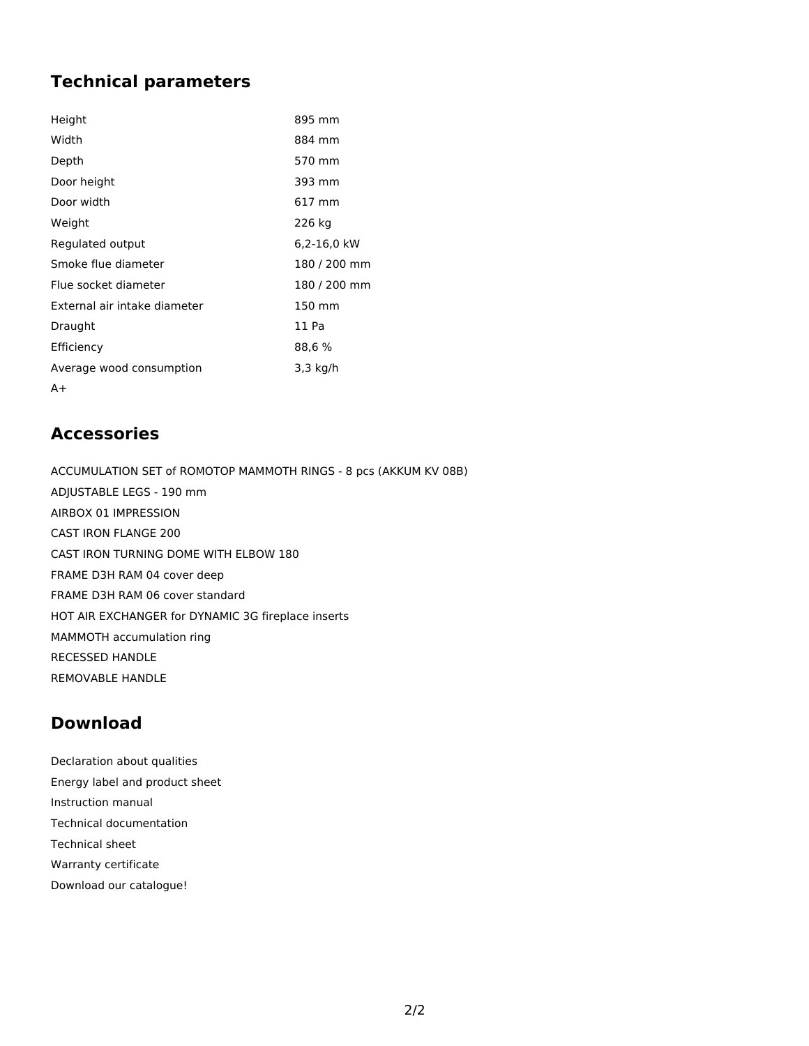## Technical parameters

| | |
|---|---|
| Height | 895 mm |
| Width | 884 mm |
| Depth | 570 mm |
| Door height | 393 mm |
| Door width | 617 mm |
| Weight | 226 kg |
| Regulated output | 6,2-16,0 kW |
| Smoke flue diameter | 180 / 200 mm |
| Flue socket diameter | 180 / 200 mm |
| External air intake diameter | 150 mm |
| Draught | 11 Pa |
| Efficiency | 88,6 % |
| Average wood consumption | 3,3 kg/h |
| A+ | |

## Accessories

ACCUMULATION SET of ROMOTOP MAMMOTH RINGS - 8 pcs (AKKUM KV 08B)

ADJUSTABLE LEGS - 190 mm

AIRBOX 01 IMPRESSION

CAST IRON FLANGE 200

CAST IRON TURNING DOME WITH ELBOW 180

FRAME D3H RAM 04 cover deep

FRAME D3H RAM 06 cover standard

HOT AIR EXCHANGER for DYNAMIC 3G fireplace inserts

MAMMOTH accumulation ring

RECESSED HANDLE

REMOVABLE HANDLE

## Download

Declaration about qualities

Energy label and product sheet

Instruction manual

Technical documentation

Technical sheet

Warranty certificate

Download our catalogue!